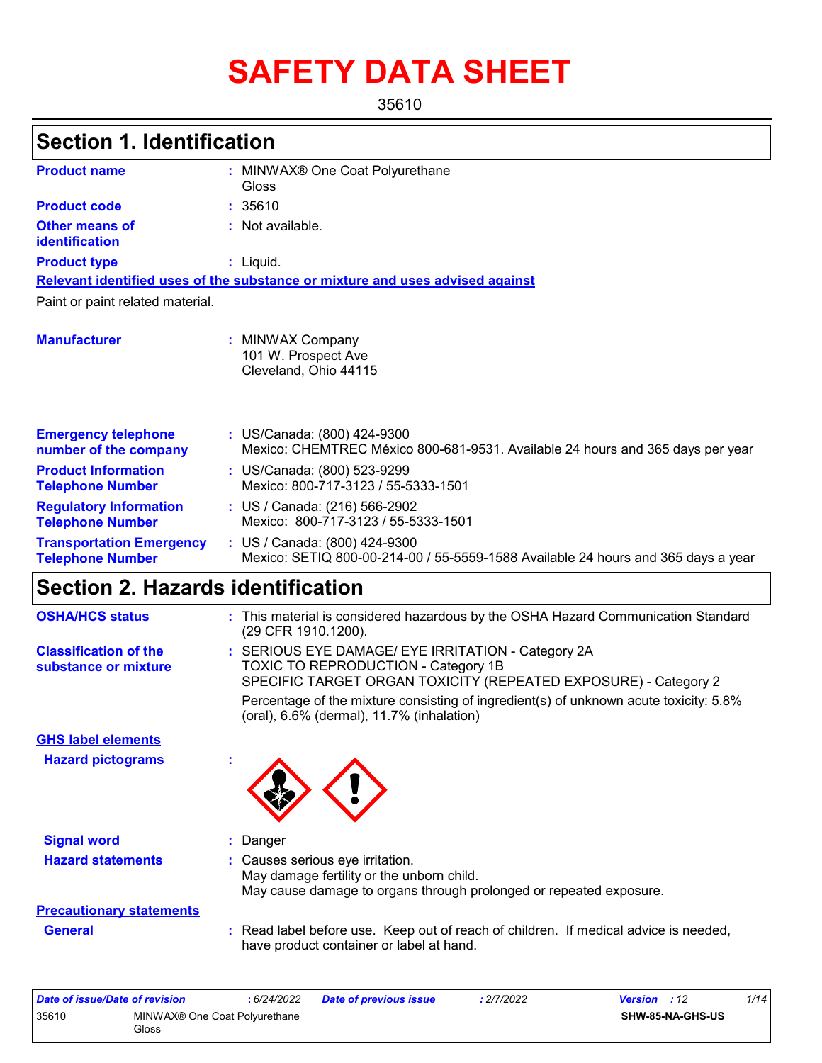# SAFETY DATA SHEET

35610

## Section 1. Identification

| | | |
|---|---|---|
| **Product name** | : | MINWAX® One Coat Polyurethane Gloss |
| **Product code** | : | 35610 |
| **Other means of identification** | : | Not available. |
| **Product type** | : | Liquid. |

**Relevant identified uses of the substance or mixture and uses advised against**

Paint or paint related material.

| | | |
|---|---|---|
| **Manufacturer** | : | MINWAX Company<br>101 W. Prospect Ave<br>Cleveland, Ohio 44115 |
| **Emergency telephone number of the company** | : | US/Canada: (800) 424-9300<br>Mexico: CHEMTREC México 800-681-9531. Available 24 hours and 365 days per year |
| **Product Information Telephone Number** | : | US/Canada: (800) 523-9299<br>Mexico: 800-717-3123 / 55-5333-1501 |
| **Regulatory Information Telephone Number** | : | US / Canada: (216) 566-2902<br>Mexico: 800-717-3123 / 55-5333-1501 |
| **Transportation Emergency Telephone Number** | : | US / Canada: (800) 424-9300<br>Mexico: SETIQ 800-00-214-00 / 55-5559-1588 Available 24 hours and 365 days a year |

## Section 2. Hazards identification

| | | |
|---|---|---|
| **OSHA/HCS status** | : | This material is considered hazardous by the OSHA Hazard Communication Standard (29 CFR 1910.1200). |
| **Classification of the substance or mixture** | : | SERIOUS EYE DAMAGE/ EYE IRRITATION - Category 2A<br>TOXIC TO REPRODUCTION - Category 1B<br>SPECIFIC TARGET ORGAN TOXICITY (REPEATED EXPOSURE) - Category 2<br><br>Percentage of the mixture consisting of ingredient(s) of unknown acute toxicity: 5.8% (oral), 6.6% (dermal), 11.7% (inhalation) |

**GHS label elements**

| | | |
|---|---|---|
| **Hazard pictograms** | : | |
| **Signal word** | : | Danger |
| **Hazard statements** | : | Causes serious eye irritation.<br>May damage fertility or the unborn child.<br>May cause damage to organs through prolonged or repeated exposure. |

**Precautionary statements**

| | | |
|---|---|---|
| **General** | : | Read label before use. Keep out of reach of children. If medical advice is needed, have product container or label at hand. |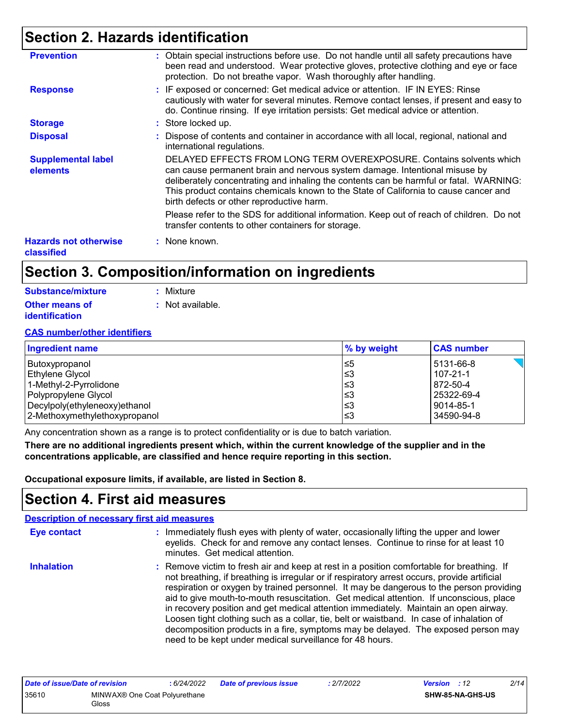## Section 2. Hazards identification

**Prevention** : Obtain special instructions before use. Do not handle until all safety precautions have been read and understood. Wear protective gloves, protective clothing and eye or face protection. Do not breathe vapor. Wash thoroughly after handling.

**Response** : IF exposed or concerned: Get medical advice or attention. IF IN EYES: Rinse cautiously with water for several minutes. Remove contact lenses, if present and easy to do. Continue rinsing. If eye irritation persists: Get medical advice or attention.

**Storage** : Store locked up.

**Disposal** : Dispose of contents and container in accordance with all local, regional, national and international regulations.

**Supplemental label elements** DELAYED EFFECTS FROM LONG TERM OVEREXPOSURE. Contains solvents which can cause permanent brain and nervous system damage. Intentional misuse by deliberately concentrating and inhaling the contents can be harmful or fatal. WARNING: This product contains chemicals known to the State of California to cause cancer and birth defects or other reproductive harm.

Please refer to the SDS for additional information. Keep out of reach of children. Do not transfer contents to other containers for storage.

**Hazards not otherwise classified** : None known.

## Section 3. Composition/information on ingredients

**Substance/mixture** : Mixture

**Other means of identification** : Not available.

**CAS number/other identifiers**

| Ingredient name | % by weight | CAS number |
|---|---|---|
| Butoxypropanol | ≤5 | 5131-66-8 |
| Ethylene Glycol | ≤3 | 107-21-1 |
| 1-Methyl-2-Pyrrolidone | ≤3 | 872-50-4 |
| Polypropylene Glycol | ≤3 | 25322-69-4 |
| Decylpoly(ethyleneoxy)ethanol | ≤3 | 9014-85-1 |
| 2-Methoxymethylethoxypropanol | ≤3 | 34590-94-8 |

Any concentration shown as a range is to protect confidentiality or is due to batch variation.

**There are no additional ingredients present which, within the current knowledge of the supplier and in the concentrations applicable, are classified and hence require reporting in this section.**

**Occupational exposure limits, if available, are listed in Section 8.**

## Section 4. First aid measures

**Description of necessary first aid measures**

**Eye contact** : Immediately flush eyes with plenty of water, occasionally lifting the upper and lower eyelids. Check for and remove any contact lenses. Continue to rinse for at least 10 minutes. Get medical attention.

**Inhalation** : Remove victim to fresh air and keep at rest in a position comfortable for breathing. If not breathing, if breathing is irregular or if respiratory arrest occurs, provide artificial respiration or oxygen by trained personnel. It may be dangerous to the person providing aid to give mouth-to-mouth resuscitation. Get medical attention. If unconscious, place in recovery position and get medical attention immediately. Maintain an open airway. Loosen tight clothing such as a collar, tie, belt or waistband. In case of inhalation of decomposition products in a fire, symptoms may be delayed. The exposed person may need to be kept under medical surveillance for 48 hours.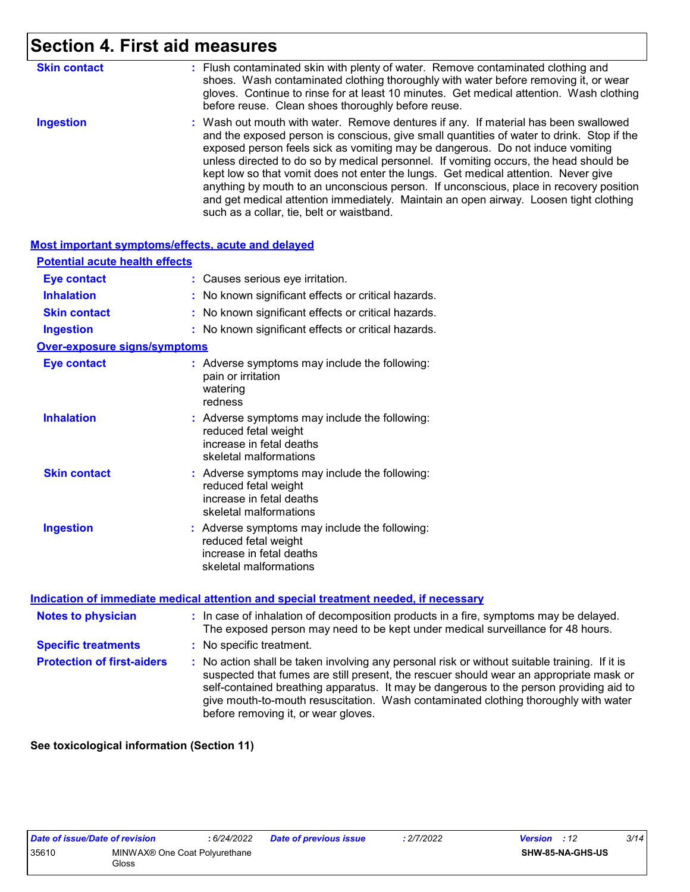# Section 4. First aid measures

**Skin contact** : Flush contaminated skin with plenty of water. Remove contaminated clothing and shoes. Wash contaminated clothing thoroughly with water before removing it, or wear gloves. Continue to rinse for at least 10 minutes. Get medical attention. Wash clothing before reuse. Clean shoes thoroughly before reuse.

**Ingestion** : Wash out mouth with water. Remove dentures if any. If material has been swallowed and the exposed person is conscious, give small quantities of water to drink. Stop if the exposed person feels sick as vomiting may be dangerous. Do not induce vomiting unless directed to do so by medical personnel. If vomiting occurs, the head should be kept low so that vomit does not enter the lungs. Get medical attention. Never give anything by mouth to an unconscious person. If unconscious, place in recovery position and get medical attention immediately. Maintain an open airway. Loosen tight clothing such as a collar, tie, belt or waistband.

## Most important symptoms/effects, acute and delayed

### Potential acute health effects

**Eye contact** : Causes serious eye irritation.

**Inhalation** : No known significant effects or critical hazards.

**Skin contact** : No known significant effects or critical hazards.

**Ingestion** : No known significant effects or critical hazards.

### Over-exposure signs/symptoms

**Eye contact** : Adverse symptoms may include the following:
pain or irritation
watering
redness

**Inhalation** : Adverse symptoms may include the following:
reduced fetal weight
increase in fetal deaths
skeletal malformations

**Skin contact** : Adverse symptoms may include the following:
reduced fetal weight
increase in fetal deaths
skeletal malformations

**Ingestion** : Adverse symptoms may include the following:
reduced fetal weight
increase in fetal deaths
skeletal malformations

## Indication of immediate medical attention and special treatment needed, if necessary

**Notes to physician** : In case of inhalation of decomposition products in a fire, symptoms may be delayed. The exposed person may need to be kept under medical surveillance for 48 hours.

**Specific treatments** : No specific treatment.

**Protection of first-aiders** : No action shall be taken involving any personal risk or without suitable training. If it is suspected that fumes are still present, the rescuer should wear an appropriate mask or self-contained breathing apparatus. It may be dangerous to the person providing aid to give mouth-to-mouth resuscitation. Wash contaminated clothing thoroughly with water before removing it, or wear gloves.

**See toxicological information (Section 11)**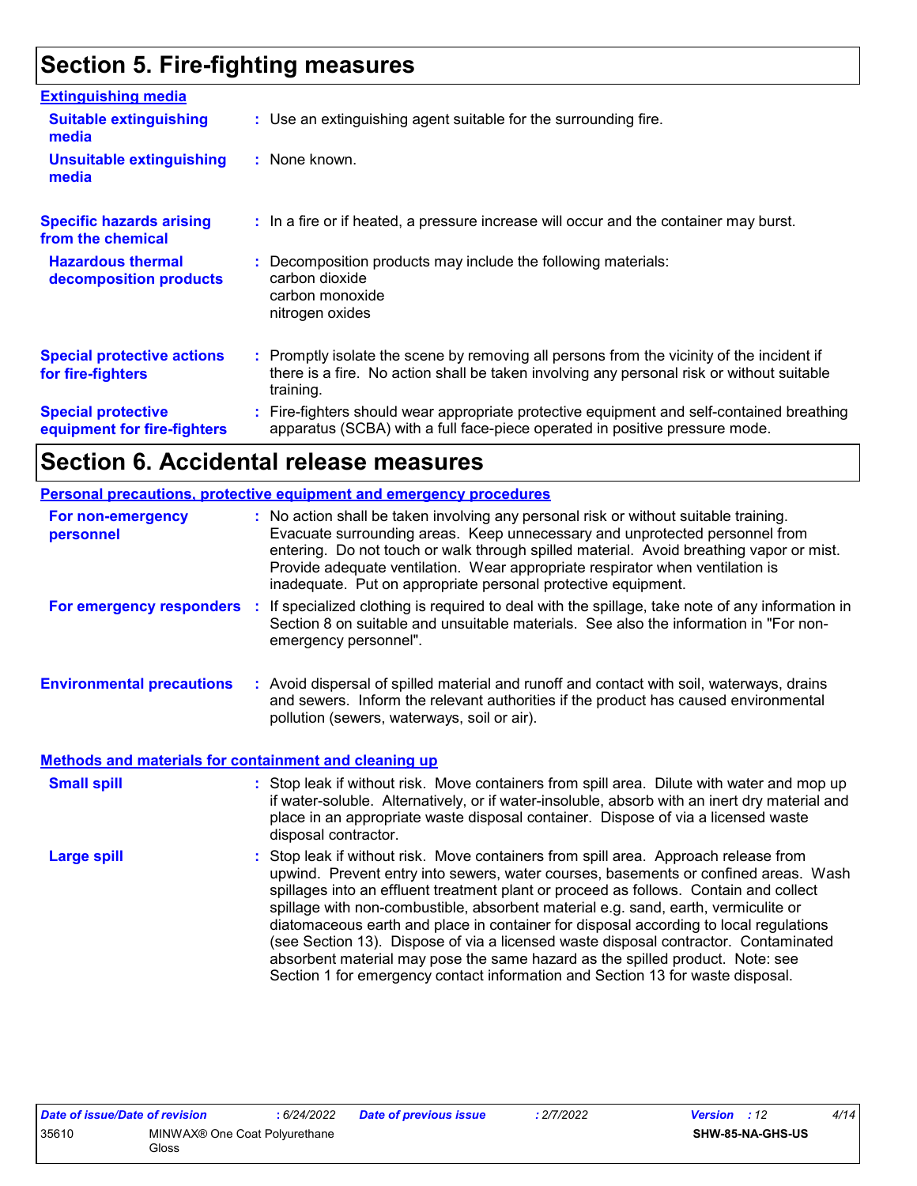# Section 5. Fire-fighting measures

**Extinguishing media**

**Suitable extinguishing media** : Use an extinguishing agent suitable for the surrounding fire.

**Unsuitable extinguishing media** : None known.

**Specific hazards arising from the chemical** : In a fire or if heated, a pressure increase will occur and the container may burst.

**Hazardous thermal decomposition products** : Decomposition products may include the following materials:
carbon dioxide
carbon monoxide
nitrogen oxides

**Special protective actions for fire-fighters** : Promptly isolate the scene by removing all persons from the vicinity of the incident if there is a fire. No action shall be taken involving any personal risk or without suitable training.

**Special protective equipment for fire-fighters** : Fire-fighters should wear appropriate protective equipment and self-contained breathing apparatus (SCBA) with a full face-piece operated in positive pressure mode.

# Section 6. Accidental release measures

**Personal precautions, protective equipment and emergency procedures**

**For non-emergency personnel** : No action shall be taken involving any personal risk or without suitable training. Evacuate surrounding areas. Keep unnecessary and unprotected personnel from entering. Do not touch or walk through spilled material. Avoid breathing vapor or mist. Provide adequate ventilation. Wear appropriate respirator when ventilation is inadequate. Put on appropriate personal protective equipment.

**For emergency responders** : If specialized clothing is required to deal with the spillage, take note of any information in Section 8 on suitable and unsuitable materials. See also the information in "For non-emergency personnel".

**Environmental precautions** : Avoid dispersal of spilled material and runoff and contact with soil, waterways, drains and sewers. Inform the relevant authorities if the product has caused environmental pollution (sewers, waterways, soil or air).

**Methods and materials for containment and cleaning up**

**Small spill** : Stop leak if without risk. Move containers from spill area. Dilute with water and mop up if water-soluble. Alternatively, or if water-insoluble, absorb with an inert dry material and place in an appropriate waste disposal container. Dispose of via a licensed waste disposal contractor.

**Large spill** : Stop leak if without risk. Move containers from spill area. Approach release from upwind. Prevent entry into sewers, water courses, basements or confined areas. Wash spillages into an effluent treatment plant or proceed as follows. Contain and collect spillage with non-combustible, absorbent material e.g. sand, earth, vermiculite or diatomaceous earth and place in container for disposal according to local regulations (see Section 13). Dispose of via a licensed waste disposal contractor. Contaminated absorbent material may pose the same hazard as the spilled product. Note: see Section 1 for emergency contact information and Section 13 for waste disposal.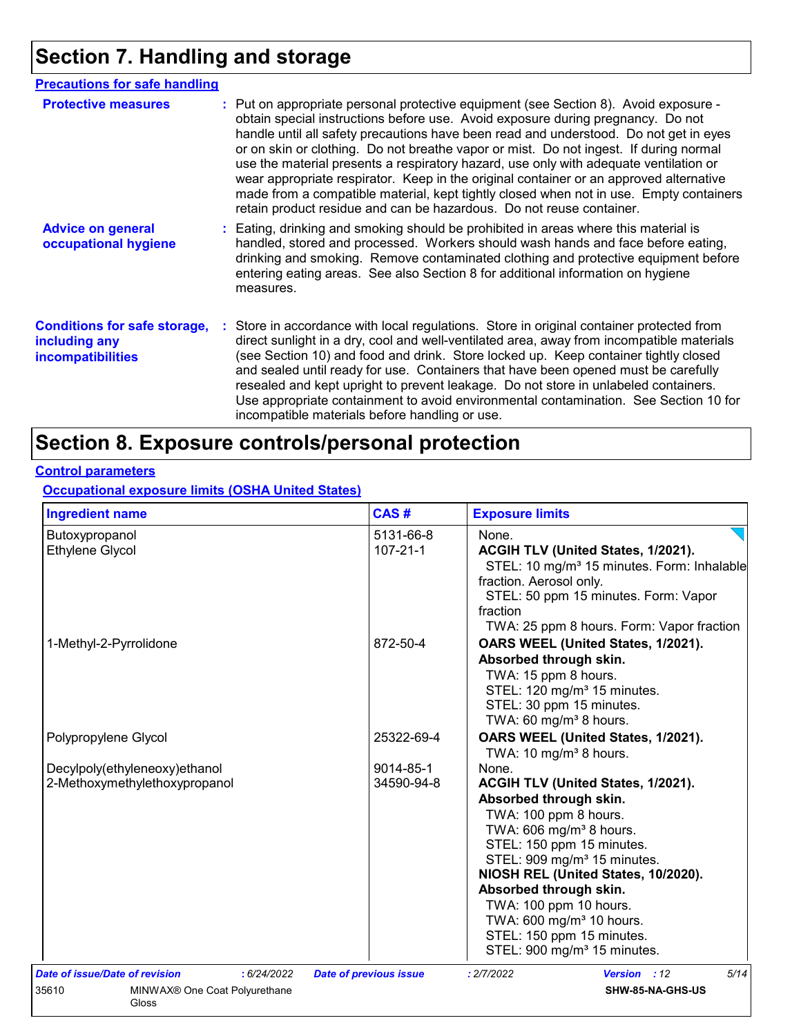# Section 7. Handling and storage

## Precautions for safe handling

**Protective measures** : Put on appropriate personal protective equipment (see Section 8). Avoid exposure - obtain special instructions before use. Avoid exposure during pregnancy. Do not handle until all safety precautions have been read and understood. Do not get in eyes or on skin or clothing. Do not breathe vapor or mist. Do not ingest. If during normal use the material presents a respiratory hazard, use only with adequate ventilation or wear appropriate respirator. Keep in the original container or an approved alternative made from a compatible material, kept tightly closed when not in use. Empty containers retain product residue and can be hazardous. Do not reuse container.

**Advice on general occupational hygiene** : Eating, drinking and smoking should be prohibited in areas where this material is handled, stored and processed. Workers should wash hands and face before eating, drinking and smoking. Remove contaminated clothing and protective equipment before entering eating areas. See also Section 8 for additional information on hygiene measures.

**Conditions for safe storage, including any incompatibilities** : Store in accordance with local regulations. Store in original container protected from direct sunlight in a dry, cool and well-ventilated area, away from incompatible materials (see Section 10) and food and drink. Store locked up. Keep container tightly closed and sealed until ready for use. Containers that have been opened must be carefully resealed and kept upright to prevent leakage. Do not store in unlabeled containers. Use appropriate containment to avoid environmental contamination. See Section 10 for incompatible materials before handling or use.

# Section 8. Exposure controls/personal protection

## Control parameters

### Occupational exposure limits (OSHA United States)

| Ingredient name | CAS # | Exposure limits |
|---|---|---|
| Butoxypropanol | 5131-66-8 | None. |
| Ethylene Glycol | 107-21-1 | **ACGIH TLV (United States, 1/2021).**<br>STEL: 10 mg/m³ 15 minutes. Form: Inhalable fraction. Aerosol only.<br>STEL: 50 ppm 15 minutes. Form: Vapor fraction<br>TWA: 25 ppm 8 hours. Form: Vapor fraction |
| 1-Methyl-2-Pyrrolidone | 872-50-4 | **OARS WEEL (United States, 1/2021). Absorbed through skin.**<br>TWA: 15 ppm 8 hours.<br>STEL: 120 mg/m³ 15 minutes.<br>STEL: 30 ppm 15 minutes.<br>TWA: 60 mg/m³ 8 hours. |
| Polypropylene Glycol | 25322-69-4 | **OARS WEEL (United States, 1/2021).**<br>TWA: 10 mg/m³ 8 hours. |
| Decylpoly(ethyleneoxy)ethanol | 9014-85-1 | None. |
| 2-Methoxymethylethoxypropanol | 34590-94-8 | **ACGIH TLV (United States, 1/2021). Absorbed through skin.**<br>TWA: 100 ppm 8 hours.<br>TWA: 606 mg/m³ 8 hours.<br>STEL: 150 ppm 15 minutes.<br>STEL: 909 mg/m³ 15 minutes.<br>**NIOSH REL (United States, 10/2020). Absorbed through skin.**<br>TWA: 100 ppm 10 hours.<br>TWA: 600 mg/m³ 10 hours.<br>STEL: 150 ppm 15 minutes.<br>STEL: 900 mg/m³ 15 minutes. |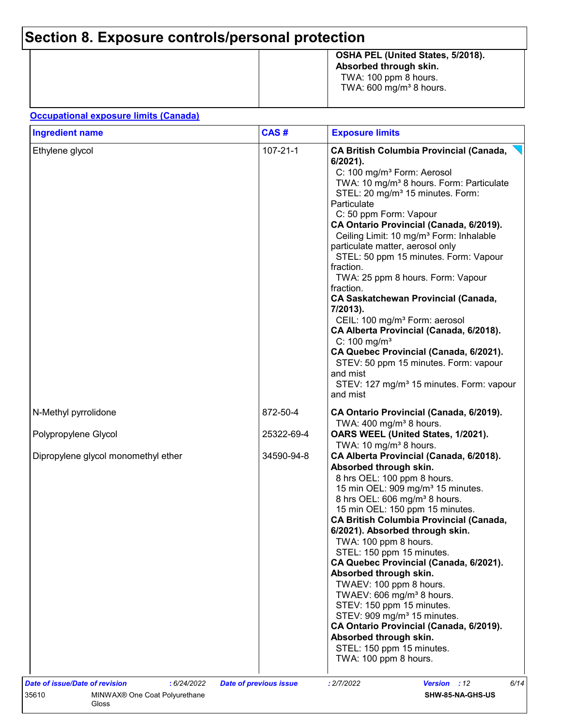# Section 8. Exposure controls/personal protection

| | | |
|---|---|---|
| | | **OSHA PEL (United States, 5/2018). Absorbed through skin.**<br>TWA: 100 ppm 8 hours.<br>TWA: 600 mg/m³ 8 hours. |

**Occupational exposure limits (Canada)**

| Ingredient name | CAS # | Exposure limits |
|---|---|---|
| Ethylene glycol | 107-21-1 | **CA British Columbia Provincial (Canada, 6/2021).**<br>C: 100 mg/m³ Form: Aerosol<br>TWA: 10 mg/m³ 8 hours. Form: Particulate<br>STEL: 20 mg/m³ 15 minutes. Form: Particulate<br>C: 50 ppm Form: Vapour<br>**CA Ontario Provincial (Canada, 6/2019).**<br>Ceiling Limit: 10 mg/m³ Form: Inhalable particulate matter, aerosol only<br>STEL: 50 ppm 15 minutes. Form: Vapour fraction.<br>TWA: 25 ppm 8 hours. Form: Vapour fraction.<br>**CA Saskatchewan Provincial (Canada, 7/2013).**<br>CEIL: 100 mg/m³ Form: aerosol<br>**CA Alberta Provincial (Canada, 6/2018).**<br>C: 100 mg/m³<br>**CA Quebec Provincial (Canada, 6/2021).**<br>STEV: 50 ppm 15 minutes. Form: vapour and mist<br>STEV: 127 mg/m³ 15 minutes. Form: vapour and mist |
| N-Methyl pyrrolidone | 872-50-4 | **CA Ontario Provincial (Canada, 6/2019).**<br>TWA: 400 mg/m³ 8 hours. |
| Polypropylene Glycol | 25322-69-4 | **OARS WEEL (United States, 1/2021).**<br>TWA: 10 mg/m³ 8 hours. |
| Dipropylene glycol monomethyl ether | 34590-94-8 | **CA Alberta Provincial (Canada, 6/2018). Absorbed through skin.**<br>8 hrs OEL: 100 ppm 8 hours.<br>15 min OEL: 909 mg/m³ 15 minutes.<br>8 hrs OEL: 606 mg/m³ 8 hours.<br>15 min OEL: 150 ppm 15 minutes.<br>**CA British Columbia Provincial (Canada, 6/2021). Absorbed through skin.**<br>TWA: 100 ppm 8 hours.<br>STEL: 150 ppm 15 minutes.<br>**CA Quebec Provincial (Canada, 6/2021). Absorbed through skin.**<br>TWAEV: 100 ppm 8 hours.<br>TWAEV: 606 mg/m³ 8 hours.<br>STEV: 150 ppm 15 minutes.<br>STEV: 909 mg/m³ 15 minutes.<br>**CA Ontario Provincial (Canada, 6/2019). Absorbed through skin.**<br>STEL: 150 ppm 15 minutes.<br>TWA: 100 ppm 8 hours. |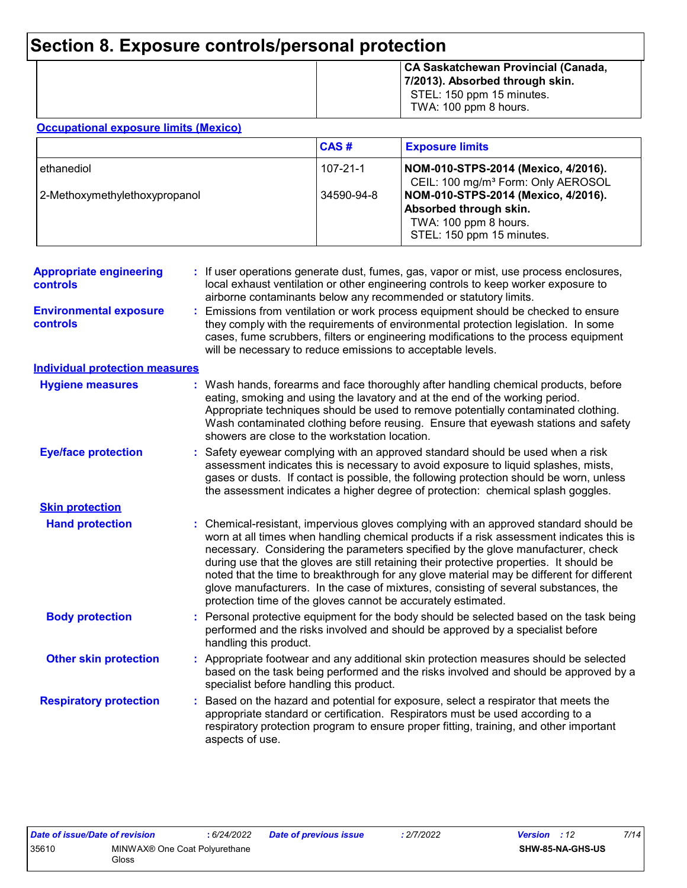# Section 8. Exposure controls/personal protection

| | | |
|---|---|---|
| | | **CA Saskatchewan Provincial (Canada, 7/2013). Absorbed through skin.** STEL: 150 ppm 15 minutes. TWA: 100 ppm 8 hours. |

**Occupational exposure limits (Mexico)**

| | CAS # | Exposure limits |
|---|---|---|
| ethanediol | 107-21-1 | **NOM-010-STPS-2014 (Mexico, 4/2016).** CEIL: 100 mg/m³ Form: Only AEROSOL |
| 2-Methoxymethylethoxypropanol | 34590-94-8 | **NOM-010-STPS-2014 (Mexico, 4/2016). Absorbed through skin.** TWA: 100 ppm 8 hours. STEL: 150 ppm 15 minutes. |

**Appropriate engineering controls** : If user operations generate dust, fumes, gas, vapor or mist, use process enclosures, local exhaust ventilation or other engineering controls to keep worker exposure to airborne contaminants below any recommended or statutory limits.

**Environmental exposure controls** : Emissions from ventilation or work process equipment should be checked to ensure they comply with the requirements of environmental protection legislation. In some cases, fume scrubbers, filters or engineering modifications to the process equipment will be necessary to reduce emissions to acceptable levels.

**Individual protection measures**

**Hygiene measures** : Wash hands, forearms and face thoroughly after handling chemical products, before eating, smoking and using the lavatory and at the end of the working period. Appropriate techniques should be used to remove potentially contaminated clothing. Wash contaminated clothing before reusing. Ensure that eyewash stations and safety showers are close to the workstation location.

**Eye/face protection** : Safety eyewear complying with an approved standard should be used when a risk assessment indicates this is necessary to avoid exposure to liquid splashes, mists, gases or dusts. If contact is possible, the following protection should be worn, unless the assessment indicates a higher degree of protection: chemical splash goggles.

**Skin protection**

**Hand protection** : Chemical-resistant, impervious gloves complying with an approved standard should be worn at all times when handling chemical products if a risk assessment indicates this is necessary. Considering the parameters specified by the glove manufacturer, check during use that the gloves are still retaining their protective properties. It should be noted that the time to breakthrough for any glove material may be different for different glove manufacturers. In the case of mixtures, consisting of several substances, the protection time of the gloves cannot be accurately estimated.

**Body protection** : Personal protective equipment for the body should be selected based on the task being performed and the risks involved and should be approved by a specialist before handling this product.

**Other skin protection** : Appropriate footwear and any additional skin protection measures should be selected based on the task being performed and the risks involved and should be approved by a specialist before handling this product.

**Respiratory protection** : Based on the hazard and potential for exposure, select a respirator that meets the appropriate standard or certification. Respirators must be used according to a respiratory protection program to ensure proper fitting, training, and other important aspects of use.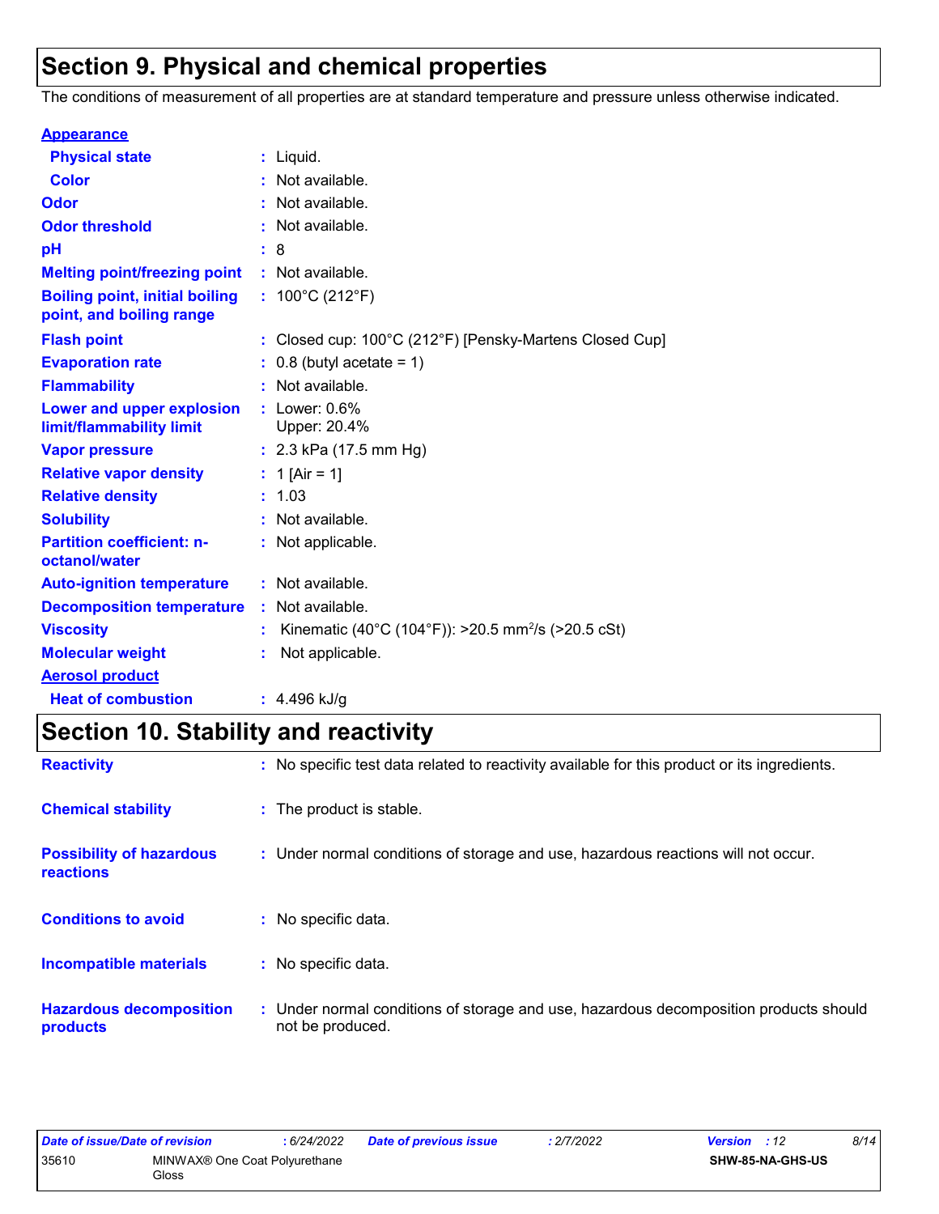# Section 9. Physical and chemical properties

The conditions of measurement of all properties are at standard temperature and pressure unless otherwise indicated.

**Appearance**

| | |
|---|---|
| **Physical state** | : Liquid. |
| **Color** | : Not available. |
| **Odor** | : Not available. |
| **Odor threshold** | : Not available. |
| **pH** | : 8 |
| **Melting point/freezing point** | : Not available. |
| **Boiling point, initial boiling point, and boiling range** | : 100°C (212°F) |
| **Flash point** | : Closed cup: 100°C (212°F) [Pensky-Martens Closed Cup] |
| **Evaporation rate** | : 0.8 (butyl acetate = 1) |
| **Flammability** | : Not available. |
| **Lower and upper explosion limit/flammability limit** | : Lower: 0.6% Upper: 20.4% |
| **Vapor pressure** | : 2.3 kPa (17.5 mm Hg) |
| **Relative vapor density** | : 1 [Air = 1] |
| **Relative density** | : 1.03 |
| **Solubility** | : Not available. |
| **Partition coefficient: n-octanol/water** | : Not applicable. |
| **Auto-ignition temperature** | : Not available. |
| **Decomposition temperature** | : Not available. |
| **Viscosity** | : Kinematic (40°C (104°F)): >20.5 $mm^2/s$ (>20.5 cSt) |
| **Molecular weight** | : Not applicable. |

**Aerosol product**

| | |
|---|---|
| **Heat of combustion** | : 4.496 kJ/g |

# Section 10. Stability and reactivity

| | |
|---|---|
| **Reactivity** | : No specific test data related to reactivity available for this product or its ingredients. |
| **Chemical stability** | : The product is stable. |
| **Possibility of hazardous reactions** | : Under normal conditions of storage and use, hazardous reactions will not occur. |
| **Conditions to avoid** | : No specific data. |
| **Incompatible materials** | : No specific data. |
| **Hazardous decomposition products** | : Under normal conditions of storage and use, hazardous decomposition products should not be produced. |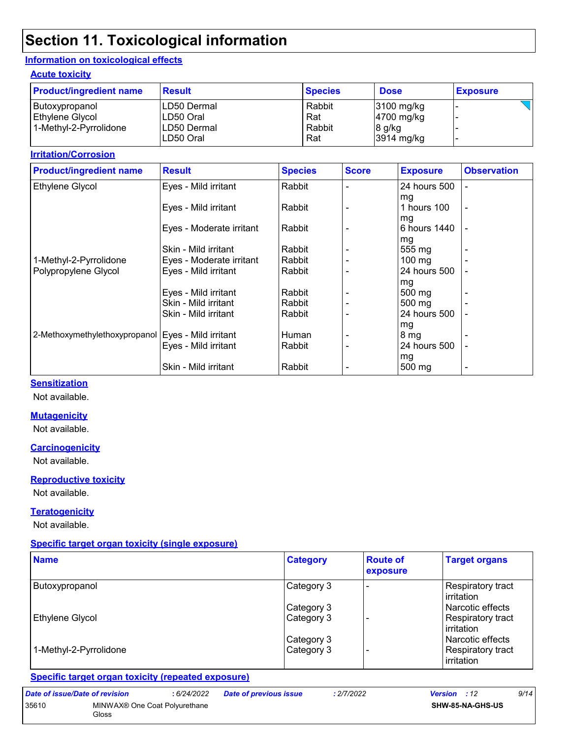# Section 11. Toxicological information

## Information on toxicological effects

### Acute toxicity

| Product/ingredient name | Result | Species | Dose | Exposure |
|---|---|---|---|---|
| Butoxypropanol | LD50 Dermal | Rabbit | 3100 mg/kg | - |
| Ethylene Glycol | LD50 Oral | Rat | 4700 mg/kg | - |
| 1-Methyl-2-Pyrrolidone | LD50 Dermal | Rabbit | 8 g/kg | - |
| | LD50 Oral | Rat | 3914 mg/kg | - |

### Irritation/Corrosion

| Product/ingredient name | Result | Species | Score | Exposure | Observation |
|---|---|---|---|---|---|
| Ethylene Glycol | Eyes - Mild irritant | Rabbit | - | 24 hours 500 mg | - |
| | Eyes - Mild irritant | Rabbit | - | 1 hours 100 mg | - |
| | Eyes - Moderate irritant | Rabbit | - | 6 hours 1440 mg | - |
| | Skin - Mild irritant | Rabbit | - | 555 mg | - |
| 1-Methyl-2-Pyrrolidone | Eyes - Moderate irritant | Rabbit | - | 100 mg | - |
| Polypropylene Glycol | Eyes - Mild irritant | Rabbit | - | 24 hours 500 mg | - |
| | Eyes - Mild irritant | Rabbit | - | 500 mg | - |
| | Skin - Mild irritant | Rabbit | - | 500 mg | - |
| | Skin - Mild irritant | Rabbit | - | 24 hours 500 mg | - |
| 2-Methoxymethylethoxypropanol | Eyes - Mild irritant | Human | - | 8 mg | - |
| | Eyes - Mild irritant | Rabbit | - | 24 hours 500 mg | - |
| | Skin - Mild irritant | Rabbit | - | 500 mg | - |

### Sensitization

Not available.

### Mutagenicity

Not available.

### Carcinogenicity

Not available.

### Reproductive toxicity

Not available.

### Teratogenicity

Not available.

### Specific target organ toxicity (single exposure)

| Name | Category | Route of exposure | Target organs |
|---|---|---|---|
| Butoxypropanol | Category 3 | - | Respiratory tract irritation |
| | Category 3 | | Narcotic effects |
| Ethylene Glycol | Category 3 | - | Respiratory tract irritation |
| | Category 3 | | Narcotic effects |
| 1-Methyl-2-Pyrrolidone | Category 3 | - | Respiratory tract irritation |

### Specific target organ toxicity (repeated exposure)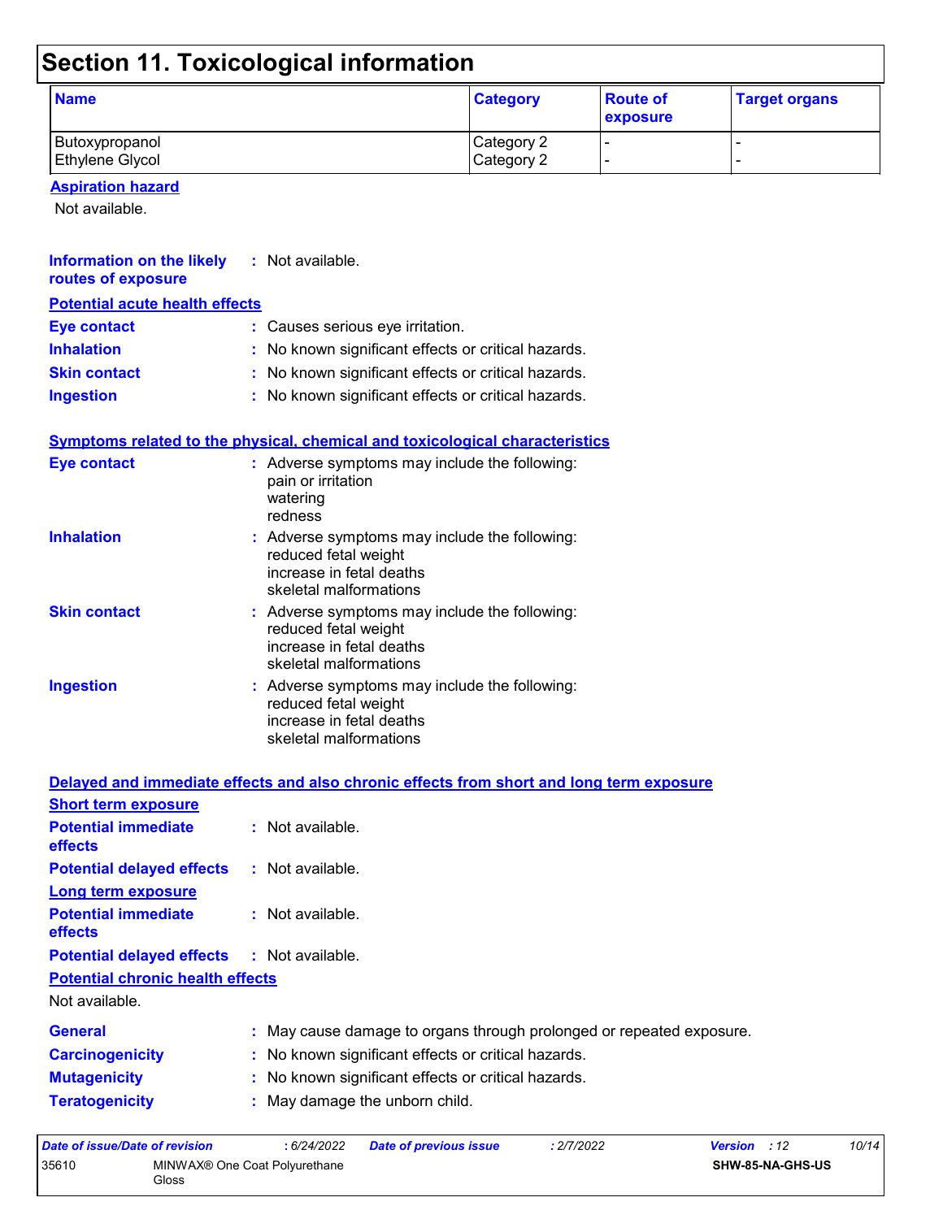# Section 11. Toxicological information

| Name | Category | Route of exposure | Target organs |
| --- | --- | --- | --- |
| Butoxypropanol | Category 2 | - | - |
| Ethylene Glycol | Category 2 | - | - |

**Aspiration hazard**

Not available.

**Information on the likely routes of exposure** : Not available.

**Potential acute health effects**

**Eye contact** : Causes serious eye irritation.

**Inhalation** : No known significant effects or critical hazards.

**Skin contact** : No known significant effects or critical hazards.

**Ingestion** : No known significant effects or critical hazards.

**Symptoms related to the physical, chemical and toxicological characteristics**

**Eye contact** : Adverse symptoms may include the following:
pain or irritation
watering
redness

**Inhalation** : Adverse symptoms may include the following:
reduced fetal weight
increase in fetal deaths
skeletal malformations

**Skin contact** : Adverse symptoms may include the following:
reduced fetal weight
increase in fetal deaths
skeletal malformations

**Ingestion** : Adverse symptoms may include the following:
reduced fetal weight
increase in fetal deaths
skeletal malformations

**Delayed and immediate effects and also chronic effects from short and long term exposure**

**Short term exposure**

**Potential immediate effects** : Not available.

**Potential delayed effects** : Not available.

**Long term exposure**

**Potential immediate effects** : Not available.

**Potential delayed effects** : Not available.

**Potential chronic health effects**

Not available.

**General** : May cause damage to organs through prolonged or repeated exposure.

**Carcinogenicity** : No known significant effects or critical hazards.

**Mutagenicity** : No known significant effects or critical hazards.

**Teratogenicity** : May damage the unborn child.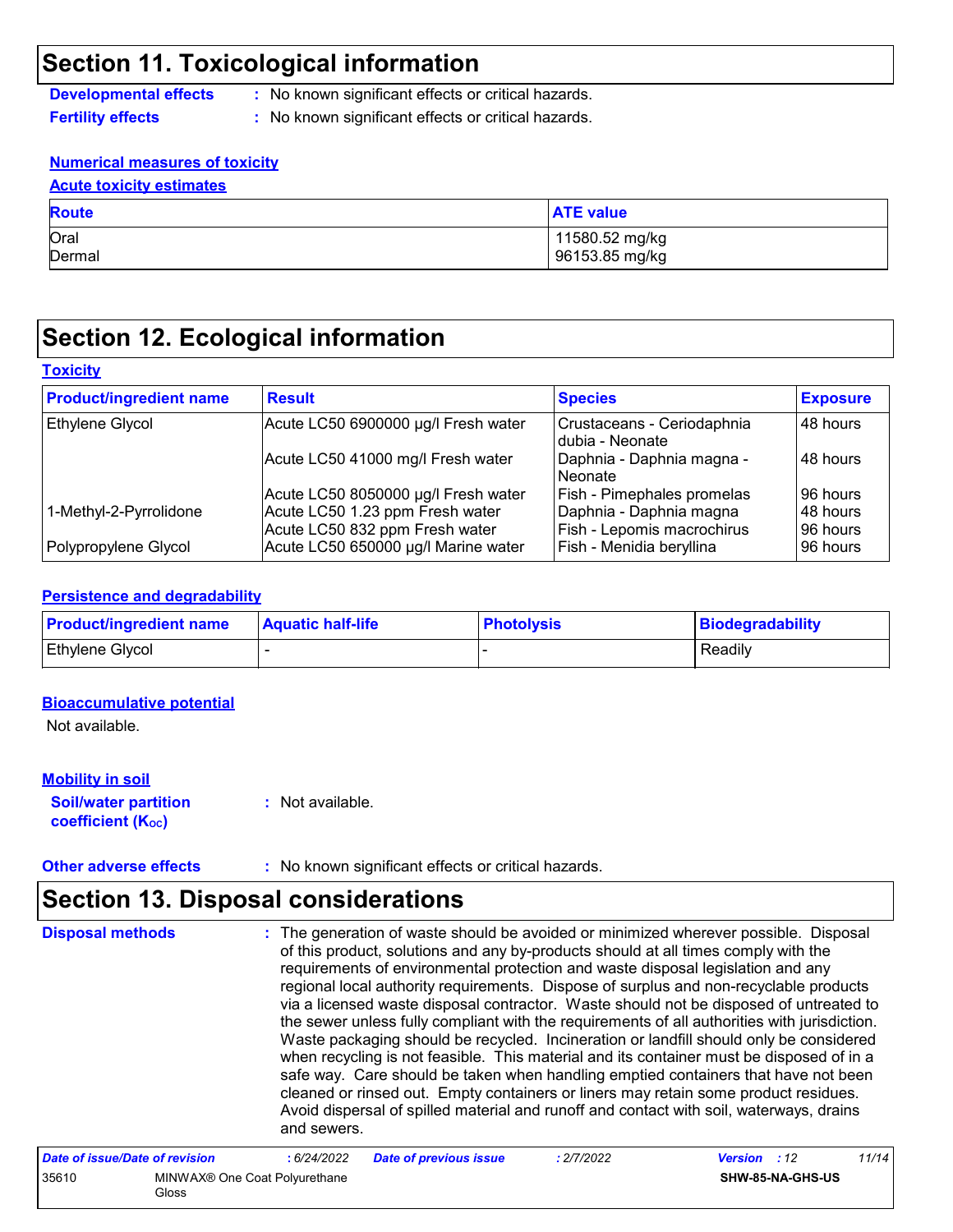## Section 11. Toxicological information

**Developmental effects** : No known significant effects or critical hazards.

**Fertility effects** : No known significant effects or critical hazards.

**Numerical measures of toxicity**

**Acute toxicity estimates**

| Route | ATE value |
|---|---|
| Oral | 11580.52 mg/kg |
| Dermal | 96153.85 mg/kg |

## Section 12. Ecological information

**Toxicity**

| Product/ingredient name | Result | Species | Exposure |
|---|---|---|---|
| Ethylene Glycol | Acute LC50 6900000 µg/l Fresh water | Crustaceans - Ceriodaphnia dubia - Neonate | 48 hours |
| | Acute LC50 41000 mg/l Fresh water | Daphnia - Daphnia magna - Neonate | 48 hours |
| | Acute LC50 8050000 µg/l Fresh water | Fish - Pimephales promelas | 96 hours |
| 1-Methyl-2-Pyrrolidone | Acute LC50 1.23 ppm Fresh water | Daphnia - Daphnia magna | 48 hours |
| | Acute LC50 832 ppm Fresh water | Fish - Lepomis macrochirus | 96 hours |
| Polypropylene Glycol | Acute LC50 650000 µg/l Marine water | Fish - Menidia beryllina | 96 hours |

**Persistence and degradability**

| Product/ingredient name | Aquatic half-life | Photolysis | Biodegradability |
|---|---|---|---|
| Ethylene Glycol | - | - | Readily |

**Bioaccumulative potential**

Not available.

**Mobility in soil**

**Soil/water partition coefficient ($K_{OC}$)** : Not available.

**Other adverse effects** : No known significant effects or critical hazards.

## Section 13. Disposal considerations

**Disposal methods** : The generation of waste should be avoided or minimized wherever possible. Disposal of this product, solutions and any by-products should at all times comply with the requirements of environmental protection and waste disposal legislation and any regional local authority requirements. Dispose of surplus and non-recyclable products via a licensed waste disposal contractor. Waste should not be disposed of untreated to the sewer unless fully compliant with the requirements of all authorities with jurisdiction. Waste packaging should be recycled. Incineration or landfill should only be considered when recycling is not feasible. This material and its container must be disposed of in a safe way. Care should be taken when handling emptied containers that have not been cleaned or rinsed out. Empty containers or liners may retain some product residues. Avoid dispersal of spilled material and runoff and contact with soil, waterways, drains and sewers.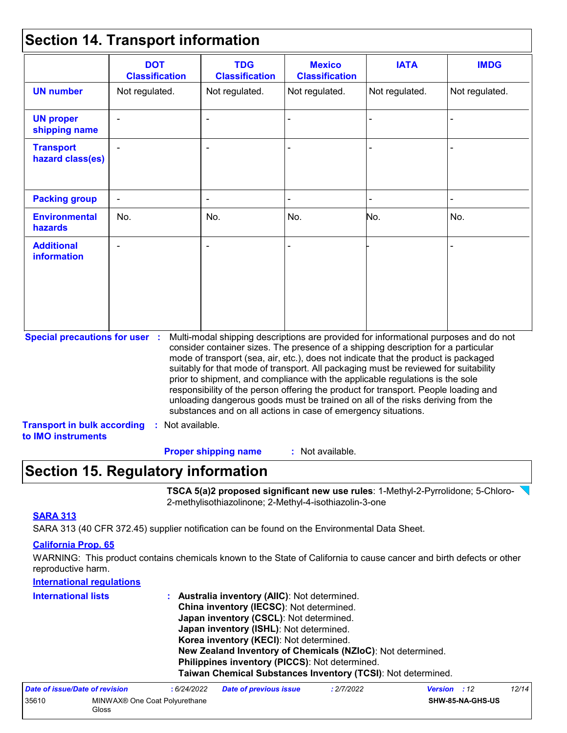## Section 14. Transport information

| | DOT Classification | TDG Classification | Mexico Classification | IATA | IMDG |
|---|---|---|---|---|---|
| **UN number** | Not regulated. | Not regulated. | Not regulated. | Not regulated. | Not regulated. |
| **UN proper shipping name** | - | - | - | - | - |
| **Transport hazard class(es)** | - | - | - | - | - |
| **Packing group** | - | - | - | - | - |
| **Environmental hazards** | No. | No. | No. | No. | No. |
| **Additional information** | - | - | - | - | - |

**Special precautions for user** : Multi-modal shipping descriptions are provided for informational purposes and do not consider container sizes. The presence of a shipping description for a particular mode of transport (sea, air, etc.), does not indicate that the product is packaged suitably for that mode of transport. All packaging must be reviewed for suitability prior to shipment, and compliance with the applicable regulations is the sole responsibility of the person offering the product for transport. People loading and unloading dangerous goods must be trained on all of the risks deriving from the substances and on all actions in case of emergency situations.

**Transport in bulk according to IMO instruments** : Not available.

**Proper shipping name** : Not available.

## Section 15. Regulatory information

**TSCA 5(a)2 proposed significant new use rules**: 1-Methyl-2-Pyrrolidone; 5-Chloro-2-methylisothiazolinone; 2-Methyl-4-isothiazolin-3-one

**SARA 313**

SARA 313 (40 CFR 372.45) supplier notification can be found on the Environmental Data Sheet.

**California Prop. 65**

WARNING: This product contains chemicals known to the State of California to cause cancer and birth defects or other reproductive harm.

**International regulations**

**International lists** :
- **Australia inventory (AIIC)**: Not determined.
- **China inventory (IECSC)**: Not determined.
- **Japan inventory (CSCL)**: Not determined.
- **Japan inventory (ISHL)**: Not determined.
- **Korea inventory (KECI)**: Not determined.
- **New Zealand Inventory of Chemicals (NZIoC)**: Not determined.
- **Philippines inventory (PICCS)**: Not determined.
- **Taiwan Chemical Substances Inventory (TCSI)**: Not determined.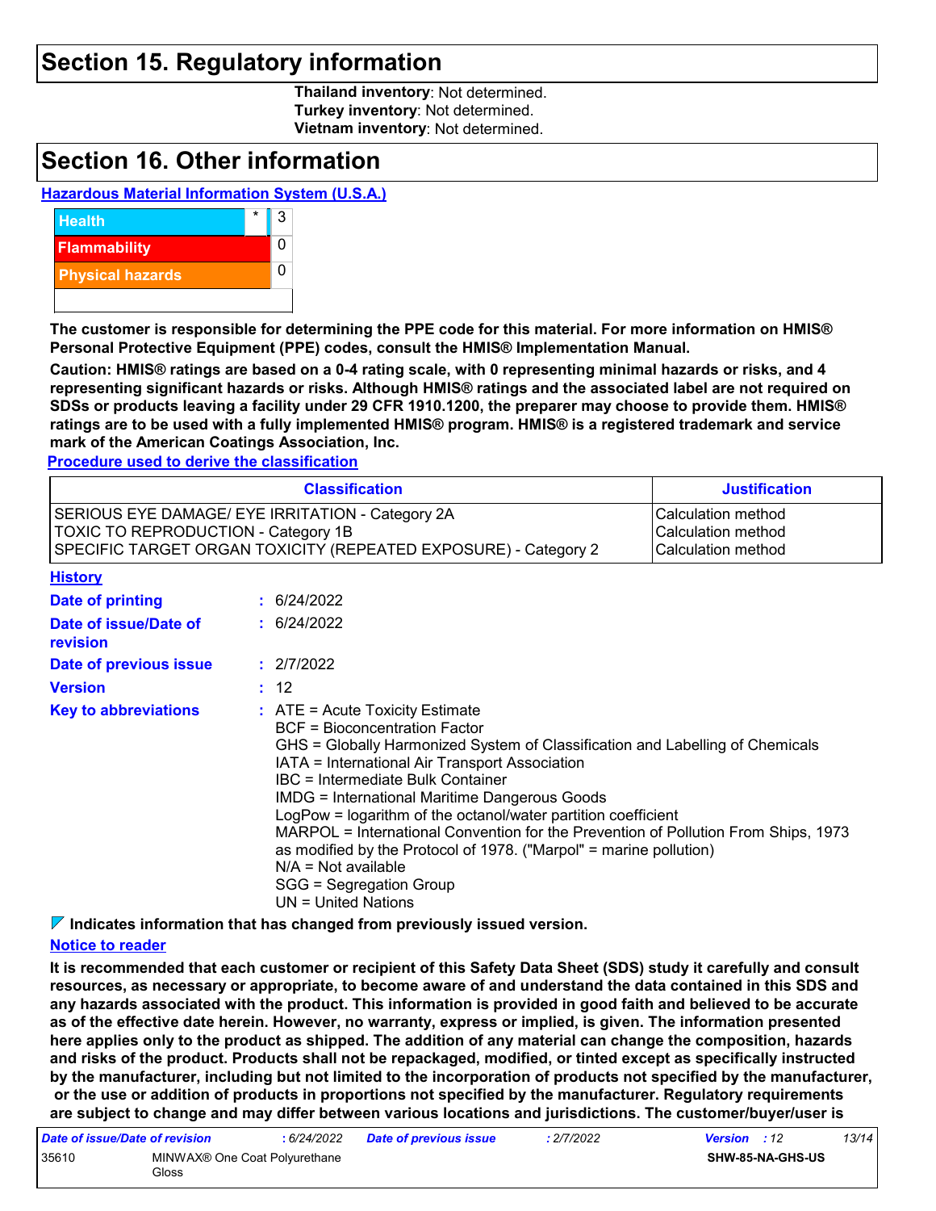# Section 15. Regulatory information

**Thailand inventory**: Not determined.
**Turkey inventory**: Not determined.
**Vietnam inventory**: Not determined.

# Section 16. Other information

**Hazardous Material Information System (U.S.A.)**

| | | |
|---|---|---|
| Health | * | 3 |
| Flammability | | 0 |
| Physical hazards | | 0 |
| | | |

**The customer is responsible for determining the PPE code for this material. For more information on HMIS® Personal Protective Equipment (PPE) codes, consult the HMIS® Implementation Manual.**

**Caution: HMIS® ratings are based on a 0-4 rating scale, with 0 representing minimal hazards or risks, and 4 representing significant hazards or risks. Although HMIS® ratings and the associated label are not required on SDSs or products leaving a facility under 29 CFR 1910.1200, the preparer may choose to provide them. HMIS® ratings are to be used with a fully implemented HMIS® program. HMIS® is a registered trademark and service mark of the American Coatings Association, Inc.**

**Procedure used to derive the classification**

| Classification | Justification |
|---|---|
| SERIOUS EYE DAMAGE/ EYE IRRITATION - Category 2A | Calculation method |
| TOXIC TO REPRODUCTION - Category 1B | Calculation method |
| SPECIFIC TARGET ORGAN TOXICITY (REPEATED EXPOSURE) - Category 2 | Calculation method |

**History**

**Date of printing** : 6/24/2022

**Date of issue/Date of revision** : 6/24/2022

**Date of previous issue** : 2/7/2022

**Version** : 12

**Key to abbreviations** :
ATE = Acute Toxicity Estimate
BCF = Bioconcentration Factor
GHS = Globally Harmonized System of Classification and Labelling of Chemicals
IATA = International Air Transport Association
IBC = Intermediate Bulk Container
IMDG = International Maritime Dangerous Goods
LogPow = logarithm of the octanol/water partition coefficient
MARPOL = International Convention for the Prevention of Pollution From Ships, 1973 as modified by the Protocol of 1978. ("Marpol" = marine pollution)
N/A = Not available
SGG = Segregation Group
UN = United Nations

**Indicates information that has changed from previously issued version.**

**Notice to reader**

**It is recommended that each customer or recipient of this Safety Data Sheet (SDS) study it carefully and consult resources, as necessary or appropriate, to become aware of and understand the data contained in this SDS and any hazards associated with the product. This information is provided in good faith and believed to be accurate as of the effective date herein. However, no warranty, express or implied, is given. The information presented here applies only to the product as shipped. The addition of any material can change the composition, hazards and risks of the product. Products shall not be repackaged, modified, or tinted except as specifically instructed by the manufacturer, including but not limited to the incorporation of products not specified by the manufacturer, or the use or addition of products in proportions not specified by the manufacturer. Regulatory requirements are subject to change and may differ between various locations and jurisdictions. The customer/buyer/user is**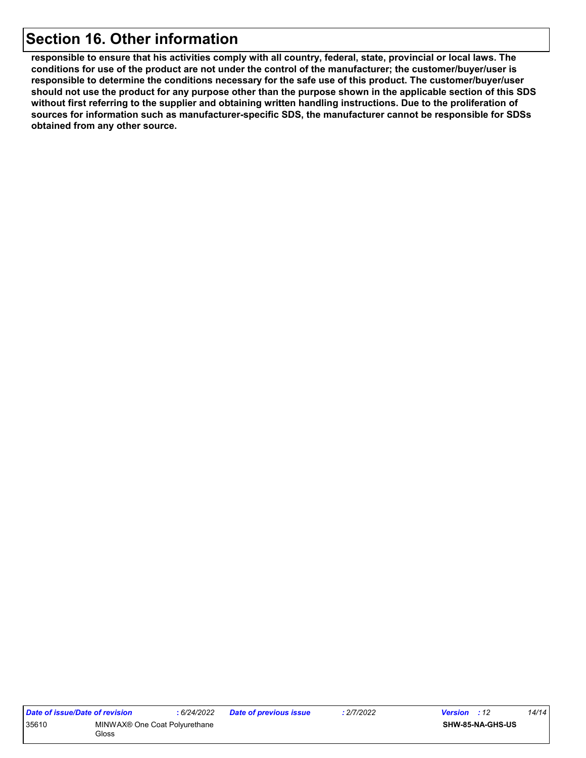# Section 16. Other information

**responsible to ensure that his activities comply with all country, federal, state, provincial or local laws. The conditions for use of the product are not under the control of the manufacturer; the customer/buyer/user is responsible to determine the conditions necessary for the safe use of this product. The customer/buyer/user should not use the product for any purpose other than the purpose shown in the applicable section of this SDS without first referring to the supplier and obtaining written handling instructions. Due to the proliferation of sources for information such as manufacturer-specific SDS, the manufacturer cannot be responsible for SDSs obtained from any other source.**